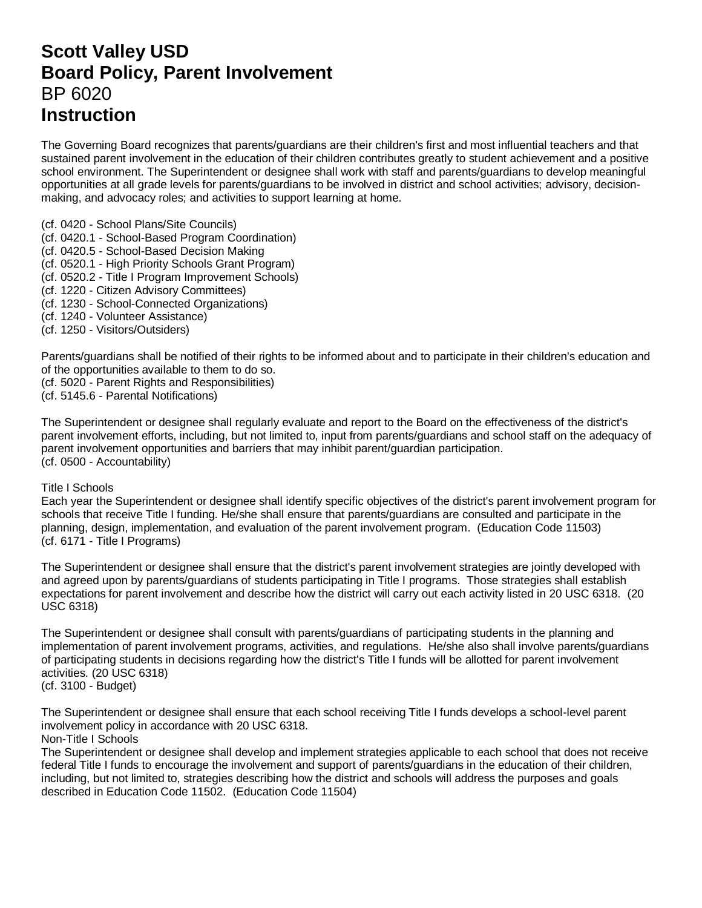# Scott Valley USD
# Board Policy, Parent Involvement
BP 6020
# Instruction

The Governing Board recognizes that parents/guardians are their children's first and most influential teachers and that sustained parent involvement in the education of their children contributes greatly to student achievement and a positive school environment. The Superintendent or designee shall work with staff and parents/guardians to develop meaningful opportunities at all grade levels for parents/guardians to be involved in district and school activities; advisory, decision-making, and advocacy roles; and activities to support learning at home.

(cf. 0420 - School Plans/Site Councils)
(cf. 0420.1 - School-Based Program Coordination)
(cf. 0420.5 - School-Based Decision Making
(cf. 0520.1 - High Priority Schools Grant Program)
(cf. 0520.2 - Title I Program Improvement Schools)
(cf. 1220 - Citizen Advisory Committees)
(cf. 1230 - School-Connected Organizations)
(cf. 1240 - Volunteer Assistance)
(cf. 1250 - Visitors/Outsiders)

Parents/guardians shall be notified of their rights to be informed about and to participate in their children's education and of the opportunities available to them to do so.
(cf. 5020 - Parent Rights and Responsibilities)
(cf. 5145.6 - Parental Notifications)

The Superintendent or designee shall regularly evaluate and report to the Board on the effectiveness of the district's parent involvement efforts, including, but not limited to, input from parents/guardians and school staff on the adequacy of parent involvement opportunities and barriers that may inhibit parent/guardian participation.
(cf. 0500 - Accountability)

Title I Schools
Each year the Superintendent or designee shall identify specific objectives of the district's parent involvement program for schools that receive Title I funding. He/she shall ensure that parents/guardians are consulted and participate in the planning, design, implementation, and evaluation of the parent involvement program. (Education Code 11503)
(cf. 6171 - Title I Programs)

The Superintendent or designee shall ensure that the district's parent involvement strategies are jointly developed with and agreed upon by parents/guardians of students participating in Title I programs. Those strategies shall establish expectations for parent involvement and describe how the district will carry out each activity listed in 20 USC 6318. (20 USC 6318)

The Superintendent or designee shall consult with parents/guardians of participating students in the planning and implementation of parent involvement programs, activities, and regulations. He/she also shall involve parents/guardians of participating students in decisions regarding how the district's Title I funds will be allotted for parent involvement activities. (20 USC 6318)
(cf. 3100 - Budget)

The Superintendent or designee shall ensure that each school receiving Title I funds develops a school-level parent involvement policy in accordance with 20 USC 6318.

Non-Title I Schools
The Superintendent or designee shall develop and implement strategies applicable to each school that does not receive federal Title I funds to encourage the involvement and support of parents/guardians in the education of their children, including, but not limited to, strategies describing how the district and schools will address the purposes and goals described in Education Code 11502. (Education Code 11504)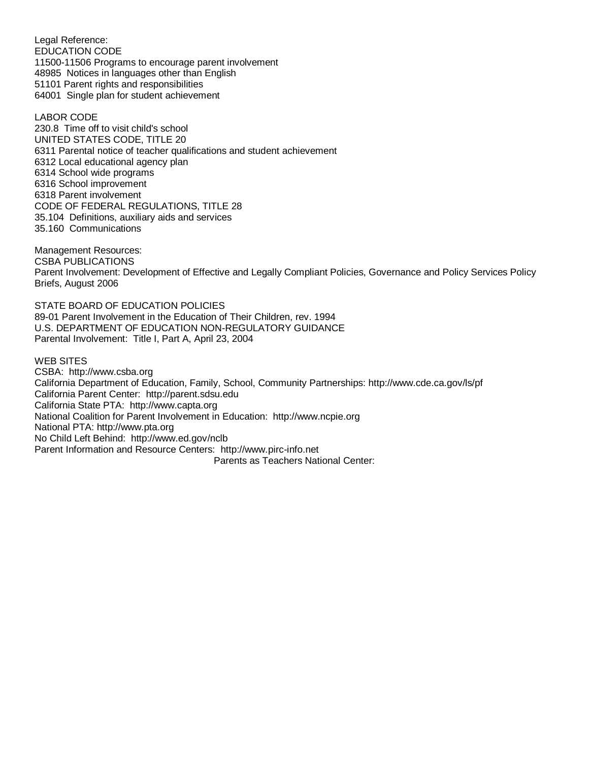Legal Reference:

EDUCATION CODE

11500-11506 Programs to encourage parent involvement
48985 Notices in languages other than English
51101 Parent rights and responsibilities
64001 Single plan for student achievement

LABOR CODE

230.8 Time off to visit child's school

UNITED STATES CODE, TITLE 20

6311 Parental notice of teacher qualifications and student achievement
6312 Local educational agency plan
6314 School wide programs
6316 School improvement
6318 Parent involvement

CODE OF FEDERAL REGULATIONS, TITLE 28

35.104 Definitions, auxiliary aids and services
35.160 Communications

Management Resources:

CSBA PUBLICATIONS

Parent Involvement: Development of Effective and Legally Compliant Policies, Governance and Policy Services Policy Briefs, August 2006

STATE BOARD OF EDUCATION POLICIES

89-01 Parent Involvement in the Education of Their Children, rev. 1994

U.S. DEPARTMENT OF EDUCATION NON-REGULATORY GUIDANCE

Parental Involvement: Title I, Part A, April 23, 2004

WEB SITES

CSBA: http://www.csba.org
California Department of Education, Family, School, Community Partnerships: http://www.cde.ca.gov/ls/pf
California Parent Center: http://parent.sdsu.edu
California State PTA: http://www.capta.org
National Coalition for Parent Involvement in Education: http://www.ncpie.org
National PTA: http://www.pta.org
No Child Left Behind: http://www.ed.gov/nclb
Parent Information and Resource Centers: http://www.pirc-info.net
Parents as Teachers National Center: